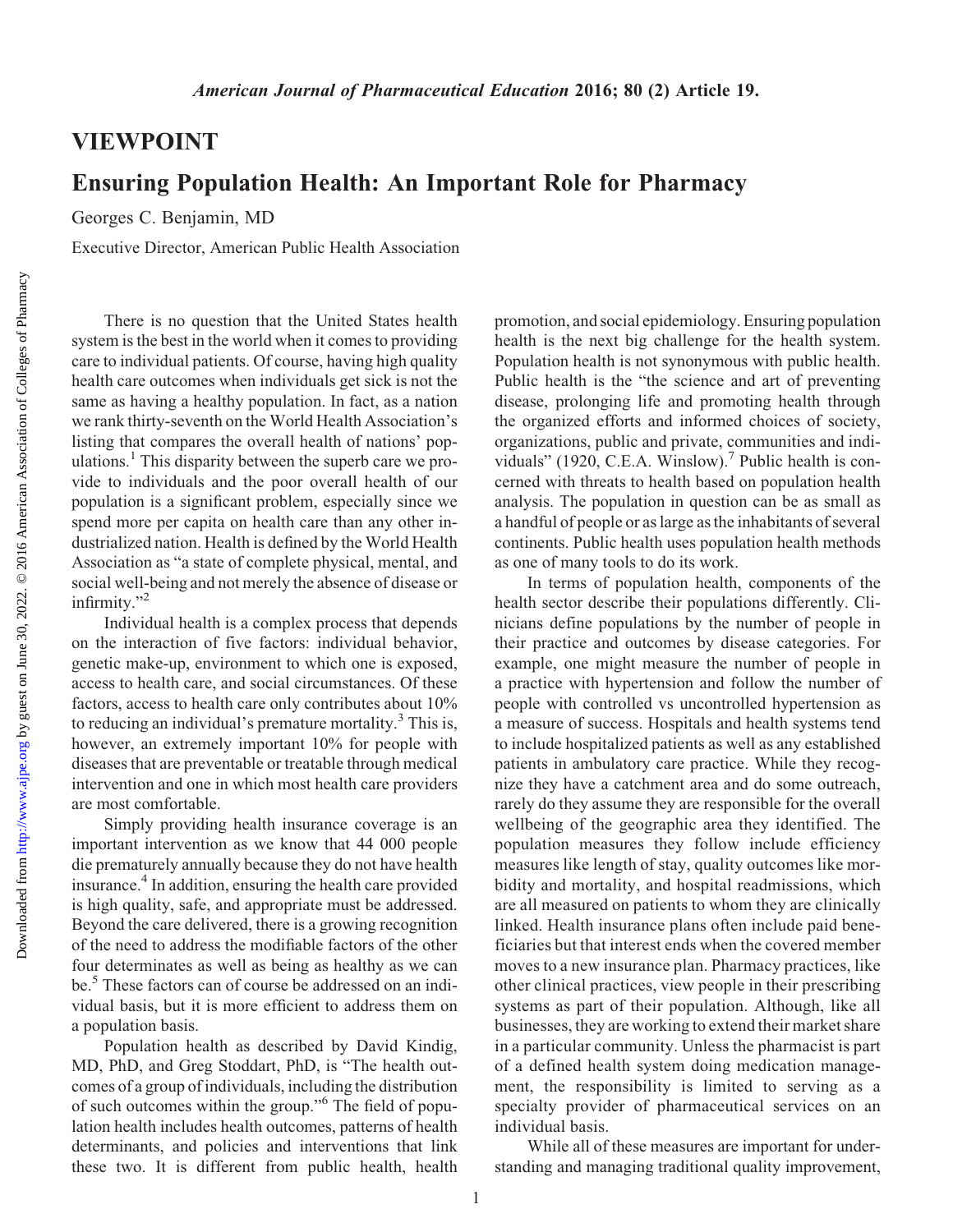## VIEWPOINT

# Ensuring Population Health: An Important Role for Pharmacy

Georges C. Benjamin, MD

Executive Director, American Public Health Association

There is no question that the United States health system is the best in the world when it comes to providing care to individual patients. Of course, having high quality health care outcomes when individuals get sick is not the same as having a healthy population. In fact, as a nation we rank thirty-seventh on the World Health Association's listing that compares the overall health of nations' populations.[1] This disparity between the superb care we provide to individuals and the poor overall health of our population is a significant problem, especially since we spend more per capita on health care than any other industrialized nation. Health is defined by the World Health Association as "a state of complete physical, mental, and social well-being and not merely the absence of disease or infirmity."[2]

Individual health is a complex process that depends on the interaction of five factors: individual behavior, genetic make-up, environment to which one is exposed, access to health care, and social circumstances. Of these factors, access to health care only contributes about 10% to reducing an individual's premature mortality.[3] This is, however, an extremely important 10% for people with diseases that are preventable or treatable through medical intervention and one in which most health care providers are most comfortable.

Simply providing health insurance coverage is an important intervention as we know that 44 000 people die prematurely annually because they do not have health insurance.[4] In addition, ensuring the health care provided is high quality, safe, and appropriate must be addressed. Beyond the care delivered, there is a growing recognition of the need to address the modifiable factors of the other four determinates as well as being as healthy as we can be.[5] These factors can of course be addressed on an individual basis, but it is more efficient to address them on a population basis.

Population health as described by David Kindig, MD, PhD, and Greg Stoddart, PhD, is "The health outcomes of a group of individuals, including the distribution of such outcomes within the group."[6] The field of population health includes health outcomes, patterns of health determinants, and policies and interventions that link these two. It is different from public health, health promotion, and social epidemiology. Ensuring population health is the next big challenge for the health system. Population health is not synonymous with public health. Public health is the "the science and art of preventing disease, prolonging life and promoting health through the organized efforts and informed choices of society, organizations, public and private, communities and individuals" (1920, C.E.A. Winslow).[7] Public health is concerned with threats to health based on population health analysis. The population in question can be as small as a handful of people or as large as the inhabitants of several continents. Public health uses population health methods as one of many tools to do its work.

In terms of population health, components of the health sector describe their populations differently. Clinicians define populations by the number of people in their practice and outcomes by disease categories. For example, one might measure the number of people in a practice with hypertension and follow the number of people with controlled vs uncontrolled hypertension as a measure of success. Hospitals and health systems tend to include hospitalized patients as well as any established patients in ambulatory care practice. While they recognize they have a catchment area and do some outreach, rarely do they assume they are responsible for the overall wellbeing of the geographic area they identified. The population measures they follow include efficiency measures like length of stay, quality outcomes like morbidity and mortality, and hospital readmissions, which are all measured on patients to whom they are clinically linked. Health insurance plans often include paid beneficiaries but that interest ends when the covered member moves to a new insurance plan. Pharmacy practices, like other clinical practices, view people in their prescribing systems as part of their population. Although, like all businesses, they are working to extend their market share in a particular community. Unless the pharmacist is part of a defined health system doing medication management, the responsibility is limited to serving as a specialty provider of pharmaceutical services on an individual basis.

While all of these measures are important for understanding and managing traditional quality improvement,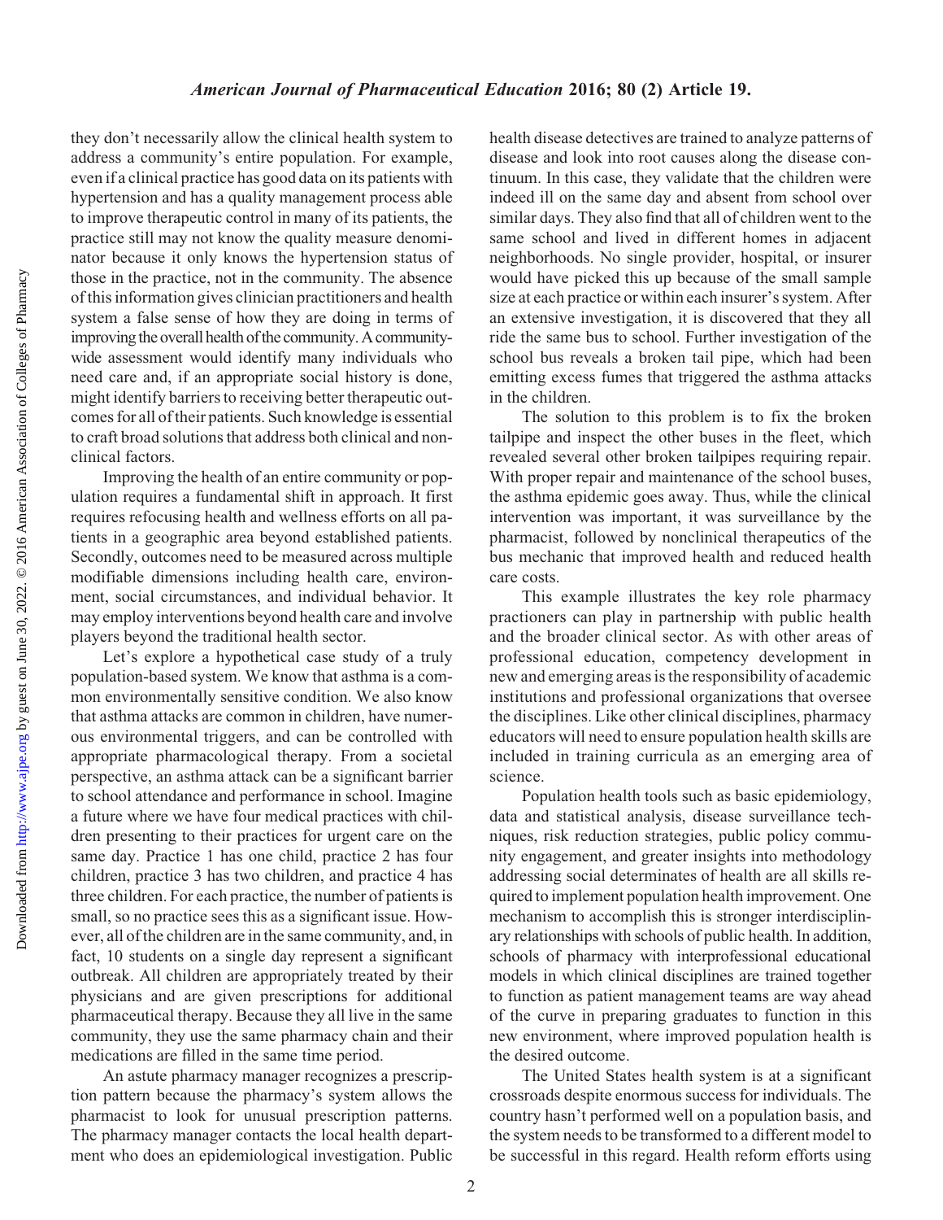they don't necessarily allow the clinical health system to address a community's entire population. For example, even if a clinical practice has good data on its patients with hypertension and has a quality management process able to improve therapeutic control in many of its patients, the practice still may not know the quality measure denominator because it only knows the hypertension status of those in the practice, not in the community. The absence of this information gives clinician practitioners and health system a false sense of how they are doing in terms of improving the overall health of the community. A community-wide assessment would identify many individuals who need care and, if an appropriate social history is done, might identify barriers to receiving better therapeutic outcomes for all of their patients. Such knowledge is essential to craft broad solutions that address both clinical and nonclinical factors.

Improving the health of an entire community or population requires a fundamental shift in approach. It first requires refocusing health and wellness efforts on all patients in a geographic area beyond established patients. Secondly, outcomes need to be measured across multiple modifiable dimensions including health care, environment, social circumstances, and individual behavior. It may employ interventions beyond health care and involve players beyond the traditional health sector.

Let's explore a hypothetical case study of a truly population-based system. We know that asthma is a common environmentally sensitive condition. We also know that asthma attacks are common in children, have numerous environmental triggers, and can be controlled with appropriate pharmacological therapy. From a societal perspective, an asthma attack can be a significant barrier to school attendance and performance in school. Imagine a future where we have four medical practices with children presenting to their practices for urgent care on the same day. Practice 1 has one child, practice 2 has four children, practice 3 has two children, and practice 4 has three children. For each practice, the number of patients is small, so no practice sees this as a significant issue. However, all of the children are in the same community, and, in fact, 10 students on a single day represent a significant outbreak. All children are appropriately treated by their physicians and are given prescriptions for additional pharmaceutical therapy. Because they all live in the same community, they use the same pharmacy chain and their medications are filled in the same time period.

An astute pharmacy manager recognizes a prescription pattern because the pharmacy's system allows the pharmacist to look for unusual prescription patterns. The pharmacy manager contacts the local health department who does an epidemiological investigation. Public health disease detectives are trained to analyze patterns of disease and look into root causes along the disease continuum. In this case, they validate that the children were indeed ill on the same day and absent from school over similar days. They also find that all of children went to the same school and lived in different homes in adjacent neighborhoods. No single provider, hospital, or insurer would have picked this up because of the small sample size at each practice or within each insurer's system. After an extensive investigation, it is discovered that they all ride the same bus to school. Further investigation of the school bus reveals a broken tail pipe, which had been emitting excess fumes that triggered the asthma attacks in the children.

The solution to this problem is to fix the broken tailpipe and inspect the other buses in the fleet, which revealed several other broken tailpipes requiring repair. With proper repair and maintenance of the school buses, the asthma epidemic goes away. Thus, while the clinical intervention was important, it was surveillance by the pharmacist, followed by nonclinical therapeutics of the bus mechanic that improved health and reduced health care costs.

This example illustrates the key role pharmacy practioners can play in partnership with public health and the broader clinical sector. As with other areas of professional education, competency development in new and emerging areas is the responsibility of academic institutions and professional organizations that oversee the disciplines. Like other clinical disciplines, pharmacy educators will need to ensure population health skills are included in training curricula as an emerging area of science.

Population health tools such as basic epidemiology, data and statistical analysis, disease surveillance techniques, risk reduction strategies, public policy community engagement, and greater insights into methodology addressing social determinates of health are all skills required to implement population health improvement. One mechanism to accomplish this is stronger interdisciplinary relationships with schools of public health. In addition, schools of pharmacy with interprofessional educational models in which clinical disciplines are trained together to function as patient management teams are way ahead of the curve in preparing graduates to function in this new environment, where improved population health is the desired outcome.

The United States health system is at a significant crossroads despite enormous success for individuals. The country hasn't performed well on a population basis, and the system needs to be transformed to a different model to be successful in this regard. Health reform efforts using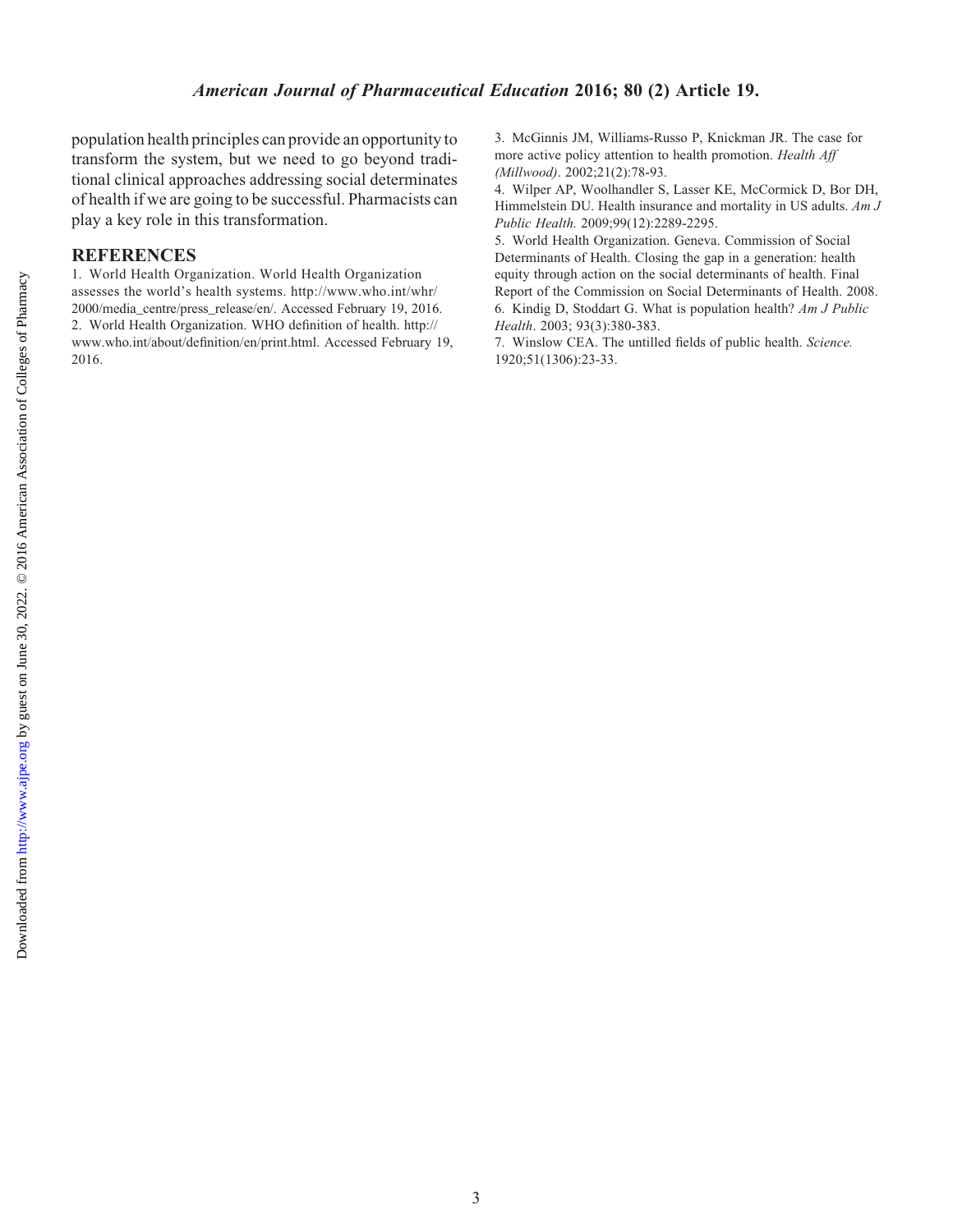population health principles can provide an opportunity to transform the system, but we need to go beyond traditional clinical approaches addressing social determinates of health if we are going to be successful. Pharmacists can play a key role in this transformation.

## REFERENCES

1. World Health Organization. World Health Organization assesses the world's health systems. http://www.who.int/whr/2000/media_centre/press_release/en/. Accessed February 19, 2016.
2. World Health Organization. WHO definition of health. http://www.who.int/about/definition/en/print.html. Accessed February 19, 2016.
3. McGinnis JM, Williams-Russo P, Knickman JR. The case for more active policy attention to health promotion. *Health Aff (Millwood)*. 2002;21(2):78-93.
4. Wilper AP, Woolhandler S, Lasser KE, McCormick D, Bor DH, Himmelstein DU. Health insurance and mortality in US adults. *Am J Public Health.* 2009;99(12):2289-2295.
5. World Health Organization. Geneva. Commission of Social Determinants of Health. Closing the gap in a generation: health equity through action on the social determinants of health. Final Report of the Commission on Social Determinants of Health. 2008.
6. Kindig D, Stoddart G. What is population health? *Am J Public Health*. 2003; 93(3):380-383.
7. Winslow CEA. The untilled fields of public health. *Science.* 1920;51(1306):23-33.